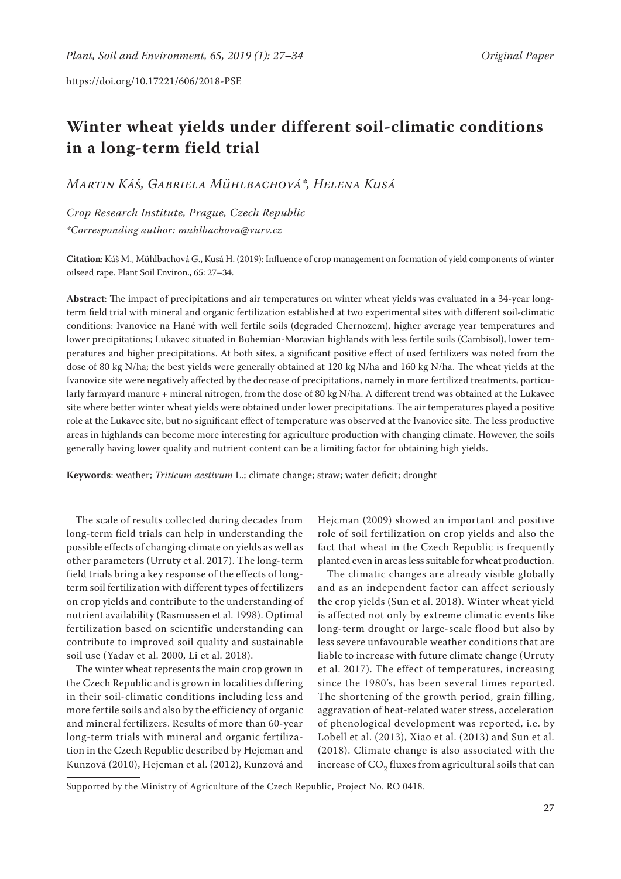https://doi.org/10.17221/606/2018-PSE

# Winter wheat yields under different soil-climatic conditions in a long-term field trial

*Martin Káš, Gabriela Mühlbachová\*, Helena Kusá*

*Crop Research Institute, Prague, Czech Republic*

*\*Corresponding author: muhlbachova@vurv.cz*

**Citation**: Káš M., Mühlbachová G., Kusá H. (2019): Influence of crop management on formation of yield components of winter oilseed rape. Plant Soil Environ., 65: 27–34.

**Abstract**: The impact of precipitations and air temperatures on winter wheat yields was evaluated in a 34-year long-term field trial with mineral and organic fertilization established at two experimental sites with different soil-climatic conditions: Ivanovice na Hané with well fertile soils (degraded Chernozem), higher average year temperatures and lower precipitations; Lukavec situated in Bohemian-Moravian highlands with less fertile soils (Cambisol), lower temperatures and higher precipitations. At both sites, a significant positive effect of used fertilizers was noted from the dose of 80 kg N/ha; the best yields were generally obtained at 120 kg N/ha and 160 kg N/ha. The wheat yields at the Ivanovice site were negatively affected by the decrease of precipitations, namely in more fertilized treatments, particularly farmyard manure + mineral nitrogen, from the dose of 80 kg N/ha. A different trend was obtained at the Lukavec site where better winter wheat yields were obtained under lower precipitations. The air temperatures played a positive role at the Lukavec site, but no significant effect of temperature was observed at the Ivanovice site. The less productive areas in highlands can become more interesting for agriculture production with changing climate. However, the soils generally having lower quality and nutrient content can be a limiting factor for obtaining high yields.

**Keywords**: weather; *Triticum aestivum* L.; climate change; straw; water deficit; drought

The scale of results collected during decades from long-term field trials can help in understanding the possible effects of changing climate on yields as well as other parameters (Urruty et al. 2017). The long-term field trials bring a key response of the effects of long-term soil fertilization with different types of fertilizers on crop yields and contribute to the understanding of nutrient availability (Rasmussen et al. 1998). Optimal fertilization based on scientific understanding can contribute to improved soil quality and sustainable soil use (Yadav et al. 2000, Li et al. 2018).

The winter wheat represents the main crop grown in the Czech Republic and is grown in localities differing in their soil-climatic conditions including less and more fertile soils and also by the efficiency of organic and mineral fertilizers. Results of more than 60-year long-term trials with mineral and organic fertilization in the Czech Republic described by Hejcman and Kunzová (2010), Hejcman et al. (2012), Kunzová and Hejcman (2009) showed an important and positive role of soil fertilization on crop yields and also the fact that wheat in the Czech Republic is frequently planted even in areas less suitable for wheat production.

The climatic changes are already visible globally and as an independent factor can affect seriously the crop yields (Sun et al. 2018). Winter wheat yield is affected not only by extreme climatic events like long-term drought or large-scale flood but also by less severe unfavourable weather conditions that are liable to increase with future climate change (Urruty et al. 2017). The effect of temperatures, increasing since the 1980's, has been several times reported. The shortening of the growth period, grain filling, aggravation of heat-related water stress, acceleration of phenological development was reported, i.e. by Lobell et al. (2013), Xiao et al. (2013) and Sun et al. (2018). Climate change is also associated with the increase of $CO_2$ fluxes from agricultural soils that can

Supported by the Ministry of Agriculture of the Czech Republic, Project No. RO 0418.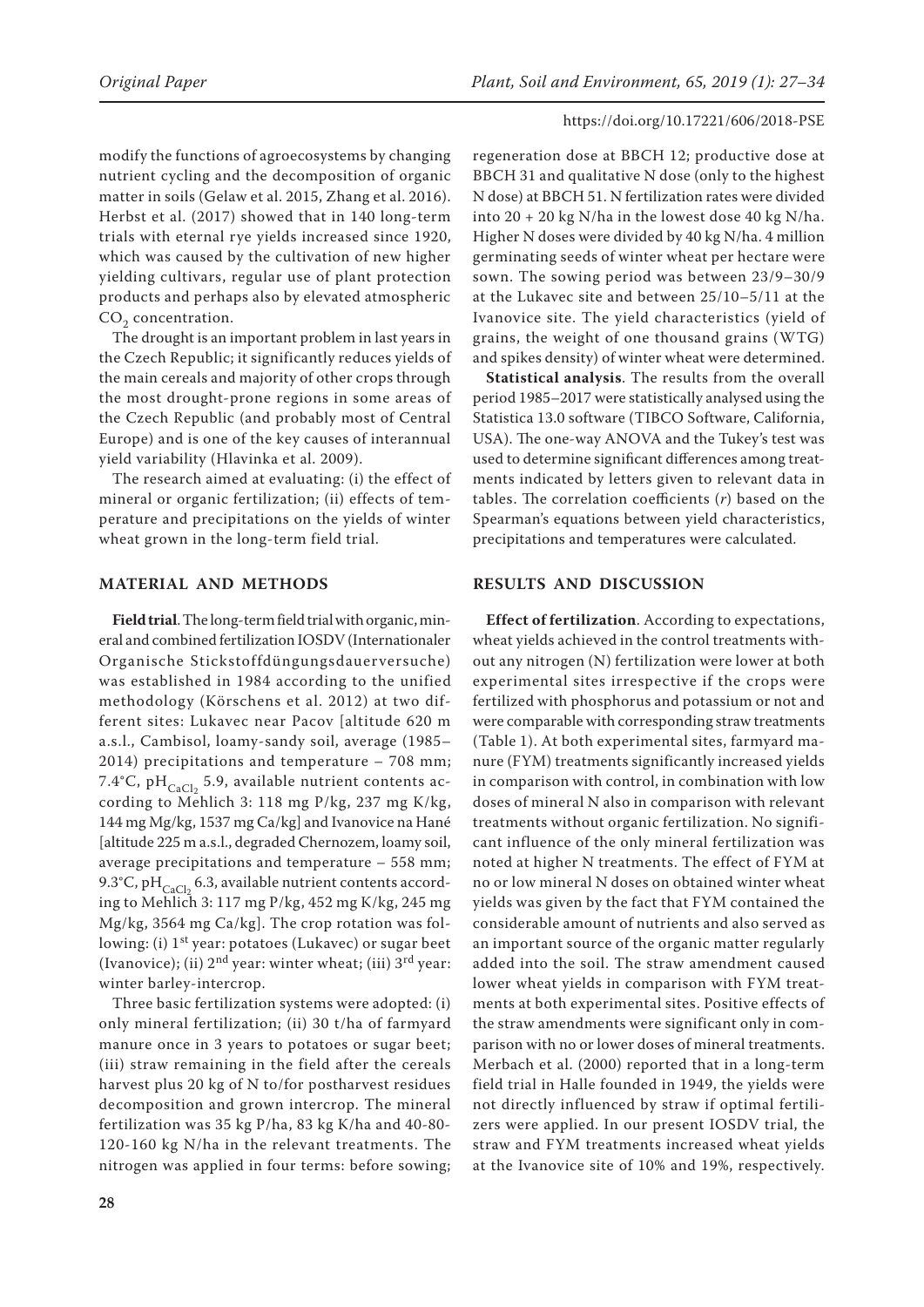modify the functions of agroecosystems by changing nutrient cycling and the decomposition of organic matter in soils (Gelaw et al. 2015, Zhang et al. 2016). Herbst et al. (2017) showed that in 140 long-term trials with eternal rye yields increased since 1920, which was caused by the cultivation of new higher yielding cultivars, regular use of plant protection products and perhaps also by elevated atmospheric $CO_2$ concentration.

The drought is an important problem in last years in the Czech Republic; it significantly reduces yields of the main cereals and majority of other crops through the most drought-prone regions in some areas of the Czech Republic (and probably most of Central Europe) and is one of the key causes of interannual yield variability (Hlavinka et al. 2009).

The research aimed at evaluating: (i) the effect of mineral or organic fertilization; (ii) effects of temperature and precipitations on the yields of winter wheat grown in the long-term field trial.

## MATERIAL AND METHODS

**Field trial**. The long-term field trial with organic, mineral and combined fertilization IOSDV (Internationaler Organische Stickstoffdüngungsdauerversuche) was established in 1984 according to the unified methodology (Körschens et al. 2012) at two different sites: Lukavec near Pacov [altitude 620 m a.s.l., Cambisol, loamy-sandy soil, average (1985–2014) precipitations and temperature – 708 mm; 7.4°C, $pH_{CaCl_2}$ 5.9, available nutrient contents according to Mehlich 3: 118 mg P/kg, 237 mg K/kg, 144 mg Mg/kg, 1537 mg Ca/kg] and Ivanovice na Hané [altitude 225 m a.s.l., degraded Chernozem, loamy soil, average precipitations and temperature – 558 mm; 9.3°C, $pH_{CaCl_2}$ 6.3, available nutrient contents according to Mehlich 3: 117 mg P/kg, 452 mg K/kg, 245 mg Mg/kg, 3564 mg Ca/kg]. The crop rotation was following: (i) 1st year: potatoes (Lukavec) or sugar beet (Ivanovice); (ii) 2nd year: winter wheat; (iii) 3rd year: winter barley-intercrop.

Three basic fertilization systems were adopted: (i) only mineral fertilization; (ii) 30 t/ha of farmyard manure once in 3 years to potatoes or sugar beet; (iii) straw remaining in the field after the cereals harvest plus 20 kg of N to/for postharvest residues decomposition and grown intercrop. The mineral fertilization was 35 kg P/ha, 83 kg K/ha and 40-80-120-160 kg N/ha in the relevant treatments. The nitrogen was applied in four terms: before sowing; regeneration dose at BBCH 12; productive dose at BBCH 31 and qualitative N dose (only to the highest N dose) at BBCH 51. N fertilization rates were divided into 20 + 20 kg N/ha in the lowest dose 40 kg N/ha. Higher N doses were divided by 40 kg N/ha. 4 million germinating seeds of winter wheat per hectare were sown. The sowing period was between 23/9–30/9 at the Lukavec site and between 25/10–5/11 at the Ivanovice site. The yield characteristics (yield of grains, the weight of one thousand grains (WTG) and spikes density) of winter wheat were determined.

**Statistical analysis**. The results from the overall period 1985–2017 were statistically analysed using the Statistica 13.0 software (TIBCO Software, California, USA). The one-way ANOVA and the Tukey's test was used to determine significant differences among treatments indicated by letters given to relevant data in tables. The correlation coefficients ($r$) based on the Spearman's equations between yield characteristics, precipitations and temperatures were calculated.

## RESULTS AND DISCUSSION

**Effect of fertilization**. According to expectations, wheat yields achieved in the control treatments without any nitrogen (N) fertilization were lower at both experimental sites irrespective if the crops were fertilized with phosphorus and potassium or not and were comparable with corresponding straw treatments (Table 1). At both experimental sites, farmyard manure (FYM) treatments significantly increased yields in comparison with control, in combination with low doses of mineral N also in comparison with relevant treatments without organic fertilization. No significant influence of the only mineral fertilization was noted at higher N treatments. The effect of FYM at no or low mineral N doses on obtained winter wheat yields was given by the fact that FYM contained the considerable amount of nutrients and also served as an important source of the organic matter regularly added into the soil. The straw amendment caused lower wheat yields in comparison with FYM treatments at both experimental sites. Positive effects of the straw amendments were significant only in comparison with no or lower doses of mineral treatments. Merbach et al. (2000) reported that in a long-term field trial in Halle founded in 1949, the yields were not directly influenced by straw if optimal fertilizers were applied. In our present IOSDV trial, the straw and FYM treatments increased wheat yields at the Ivanovice site of 10% and 19%, respectively.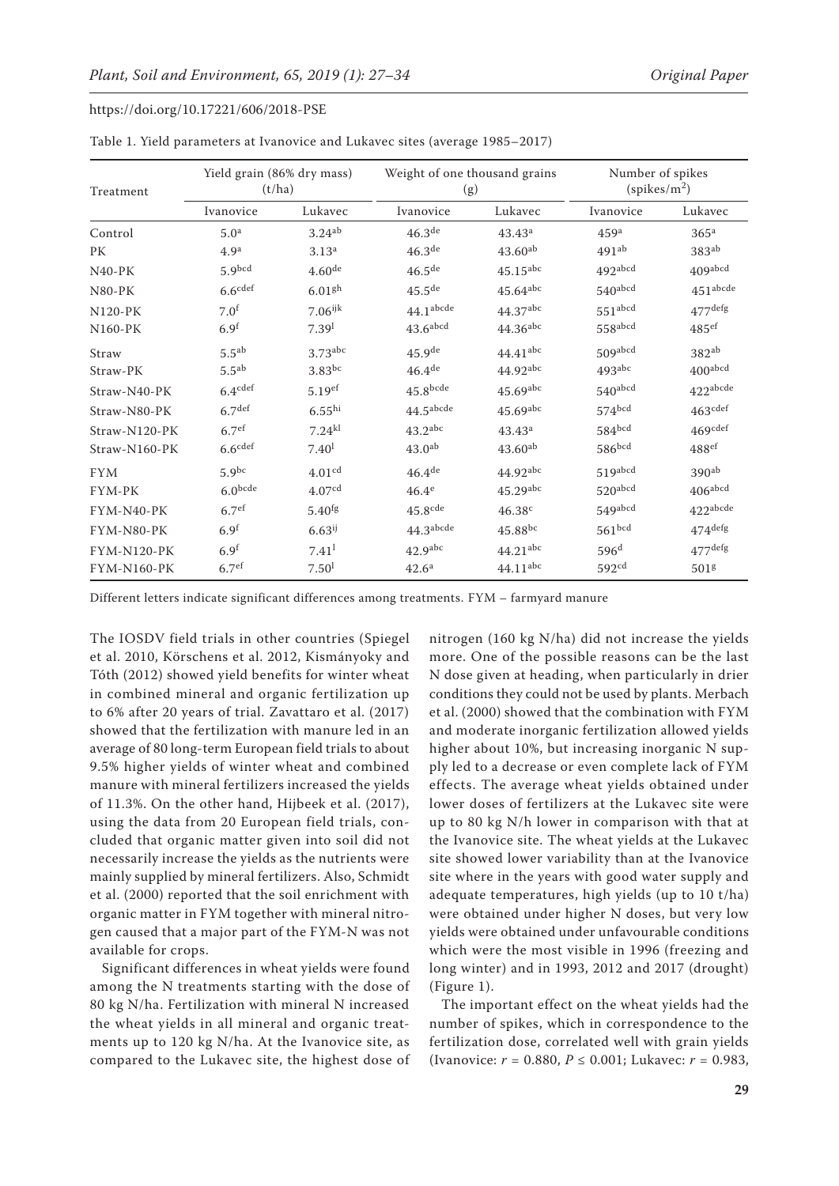Table 1. Yield parameters at Ivanovice and Lukavec sites (average 1985–2017)

| Treatment | Yield grain (86% dry mass) (t/ha) | | Weight of one thousand grains (g) | | Number of spikes (spikes/m$^2$) | |
|---|---|---|---|---|---|---|
| | Ivanovice | Lukavec | Ivanovice | Lukavec | Ivanovice | Lukavec |
| Control | 5.0$^{a}$ | 3.24$^{ab}$ | 46.3$^{de}$ | 43.43$^{a}$ | 459$^{a}$ | 365$^{a}$ |
| PK | 4.9$^{a}$ | 3.13$^{a}$ | 46.3$^{de}$ | 43.60$^{ab}$ | 491$^{ab}$ | 383$^{ab}$ |
| N40-PK | 5.9$^{bcd}$ | 4.60$^{de}$ | 46.5$^{de}$ | 45.15$^{abc}$ | 492$^{abcd}$ | 409$^{abcd}$ |
| N80-PK | 6.6$^{cdef}$ | 6.01$^{gh}$ | 45.5$^{de}$ | 45.64$^{abc}$ | 540$^{abcd}$ | 451$^{abcde}$ |
| N120-PK | 7.0$^{f}$ | 7.06$^{ijk}$ | 44.1$^{abcde}$ | 44.37$^{abc}$ | 551$^{abcd}$ | 477$^{defg}$ |
| N160-PK | 6.9$^{f}$ | 7.39$^{l}$ | 43.6$^{abcd}$ | 44.36$^{abc}$ | 558$^{abcd}$ | 485$^{ef}$ |
| Straw | 5.5$^{ab}$ | 3.73$^{abc}$ | 45.9$^{de}$ | 44.41$^{abc}$ | 509$^{abcd}$ | 382$^{ab}$ |
| Straw-PK | 5.5$^{ab}$ | 3.83$^{bc}$ | 46.4$^{de}$ | 44.92$^{abc}$ | 493$^{abc}$ | 400$^{abcd}$ |
| Straw-N40-PK | 6.4$^{cdef}$ | 5.19$^{ef}$ | 45.8$^{bcde}$ | 45.69$^{abc}$ | 540$^{abcd}$ | 422$^{abcde}$ |
| Straw-N80-PK | 6.7$^{def}$ | 6.55$^{hi}$ | 44.5$^{abcde}$ | 45.69$^{abc}$ | 574$^{bcd}$ | 463$^{cdef}$ |
| Straw-N120-PK | 6.7$^{ef}$ | 7.24$^{kl}$ | 43.2$^{abc}$ | 43.43$^{a}$ | 584$^{bcd}$ | 469$^{cdef}$ |
| Straw-N160-PK | 6.6$^{cdef}$ | 7.40$^{l}$ | 43.0$^{ab}$ | 43.60$^{ab}$ | 586$^{bcd}$ | 488$^{ef}$ |
| FYM | 5.9$^{bc}$ | 4.01$^{cd}$ | 46.4$^{de}$ | 44.92$^{abc}$ | 519$^{abcd}$ | 390$^{ab}$ |
| FYM-PK | 6.0$^{bcde}$ | 4.07$^{cd}$ | 46.4$^{e}$ | 45.29$^{abc}$ | 520$^{abcd}$ | 406$^{abcd}$ |
| FYM-N40-PK | 6.7$^{ef}$ | 5.40$^{fg}$ | 45.8$^{cde}$ | 46.38$^{c}$ | 549$^{abcd}$ | 422$^{abcde}$ |
| FYM-N80-PK | 6.9$^{f}$ | 6.63$^{ij}$ | 44.3$^{abcde}$ | 45.88$^{bc}$ | 561$^{bcd}$ | 474$^{defg}$ |
| FYM-N120-PK | 6.9$^{f}$ | 7.41$^{l}$ | 42.9$^{abc}$ | 44.21$^{abc}$ | 596$^{d}$ | 477$^{defg}$ |
| FYM-N160-PK | 6.7$^{ef}$ | 7.50$^{l}$ | 42.6$^{a}$ | 44.11$^{abc}$ | 592$^{cd}$ | 501$^{g}$ |

Different letters indicate significant differences among treatments. FYM – farmyard manure

The IOSDV field trials in other countries (Spiegel et al. 2010, Körschens et al. 2012, Kismányoky and Tóth (2012) showed yield benefits for winter wheat in combined mineral and organic fertilization up to 6% after 20 years of trial. Zavattaro et al. (2017) showed that the fertilization with manure led in an average of 80 long-term European field trials to about 9.5% higher yields of winter wheat and combined manure with mineral fertilizers increased the yields of 11.3%. On the other hand, Hijbeek et al. (2017), using the data from 20 European field trials, concluded that organic matter given into soil did not necessarily increase the yields as the nutrients were mainly supplied by mineral fertilizers. Also, Schmidt et al. (2000) reported that the soil enrichment with organic matter in FYM together with mineral nitrogen caused that a major part of the FYM-N was not available for crops.

Significant differences in wheat yields were found among the N treatments starting with the dose of 80 kg N/ha. Fertilization with mineral N increased the wheat yields in all mineral and organic treatments up to 120 kg N/ha. At the Ivanovice site, as compared to the Lukavec site, the highest dose of nitrogen (160 kg N/ha) did not increase the yields more. One of the possible reasons can be the last N dose given at heading, when particularly in drier conditions they could not be used by plants. Merbach et al. (2000) showed that the combination with FYM and moderate inorganic fertilization allowed yields higher about 10%, but increasing inorganic N supply led to a decrease or even complete lack of FYM effects. The average wheat yields obtained under lower doses of fertilizers at the Lukavec site were up to 80 kg N/h lower in comparison with that at the Ivanovice site. The wheat yields at the Lukavec site showed lower variability than at the Ivanovice site where in the years with good water supply and adequate temperatures, high yields (up to 10 t/ha) were obtained under higher N doses, but very low yields were obtained under unfavourable conditions which were the most visible in 1996 (freezing and long winter) and in 1993, 2012 and 2017 (drought) (Figure 1).

The important effect on the wheat yields had the number of spikes, which in correspondence to the fertilization dose, correlated well with grain yields (Ivanovice: $r = 0.880$, $P \leq 0.001$; Lukavec: $r = 0.983$,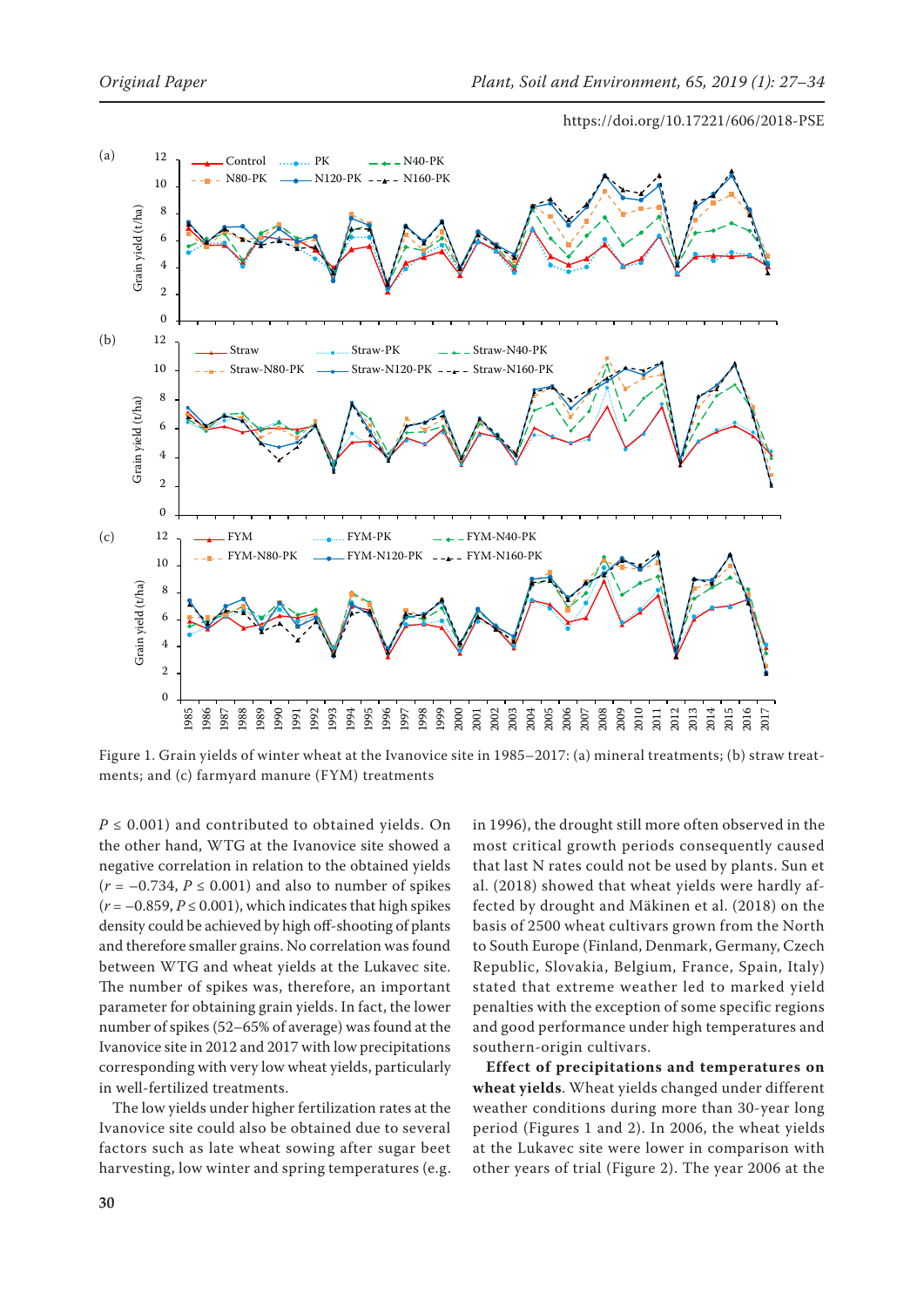Figure 1. Grain yields of winter wheat at the Ivanovice site in 1985–2017: (a) mineral treatments; (b) straw treatments; and (c) farmyard manure (FYM) treatments

$P \leq 0.001$) and contributed to obtained yields. On the other hand, WTG at the Ivanovice site showed a negative correlation in relation to the obtained yields ($r = -0.734$, $P \leq 0.001$) and also to number of spikes ($r = -0.859$, $P \leq 0.001$), which indicates that high spikes density could be achieved by high off-shooting of plants and therefore smaller grains. No correlation was found between WTG and wheat yields at the Lukavec site. The number of spikes was, therefore, an important parameter for obtaining grain yields. In fact, the lower number of spikes (52–65% of average) was found at the Ivanovice site in 2012 and 2017 with low precipitations corresponding with very low wheat yields, particularly in well-fertilized treatments.

The low yields under higher fertilization rates at the Ivanovice site could also be obtained due to several factors such as late wheat sowing after sugar beet harvesting, low winter and spring temperatures (e.g. in 1996), the drought still more often observed in the most critical growth periods consequently caused that last N rates could not be used by plants. Sun et al. (2018) showed that wheat yields were hardly affected by drought and Mäkinen et al. (2018) on the basis of 2500 wheat cultivars grown from the North to South Europe (Finland, Denmark, Germany, Czech Republic, Slovakia, Belgium, France, Spain, Italy) stated that extreme weather led to marked yield penalties with the exception of some specific regions and good performance under high temperatures and southern-origin cultivars.

**Effect of precipitations and temperatures on wheat yields**. Wheat yields changed under different weather conditions during more than 30-year long period (Figures 1 and 2). In 2006, the wheat yields at the Lukavec site were lower in comparison with other years of trial (Figure 2). The year 2006 at the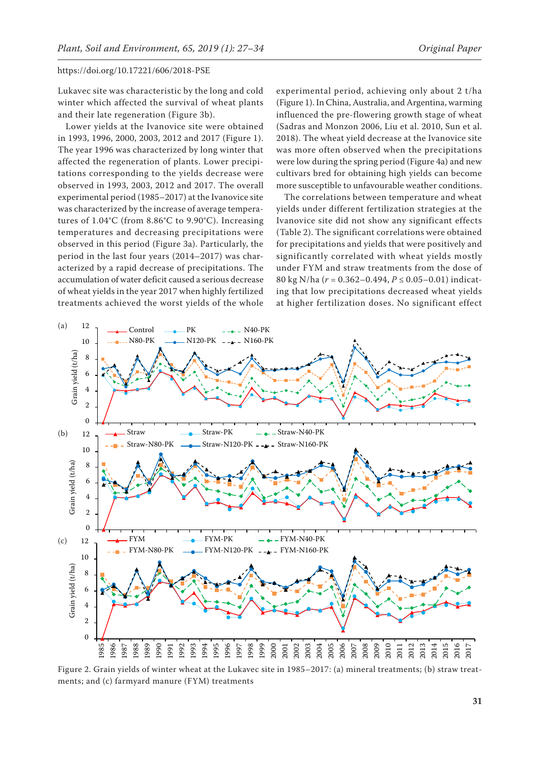Lukavec site was characteristic by the long and cold winter which affected the survival of wheat plants and their late regeneration (Figure 3b).

Lower yields at the Ivanovice site were obtained in 1993, 1996, 2000, 2003, 2012 and 2017 (Figure 1). The year 1996 was characterized by long winter that affected the regeneration of plants. Lower precipitations corresponding to the yields decrease were observed in 1993, 2003, 2012 and 2017. The overall experimental period (1985–2017) at the Ivanovice site was characterized by the increase of average temperatures of 1.04°C (from 8.86°C to 9.90°C). Increasing temperatures and decreasing precipitations were observed in this period (Figure 3a). Particularly, the period in the last four years (2014–2017) was characterized by a rapid decrease of precipitations. The accumulation of water deficit caused a serious decrease of wheat yields in the year 2017 when highly fertilized treatments achieved the worst yields of the whole experimental period, achieving only about 2 t/ha (Figure 1). In China, Australia, and Argentina, warming influenced the pre-flowering growth stage of wheat (Sadras and Monzon 2006, Liu et al. 2010, Sun et al. 2018). The wheat yield decrease at the Ivanovice site was more often observed when the precipitations were low during the spring period (Figure 4a) and new cultivars bred for obtaining high yields can become more susceptible to unfavourable weather conditions.

The correlations between temperature and wheat yields under different fertilization strategies at the Ivanovice site did not show any significant effects (Table 2). The significant correlations were obtained for precipitations and yields that were positively and significantly correlated with wheat yields mostly under FYM and straw treatments from the dose of 80 kg N/ha ($r = 0.362–0.494$, $P \leq 0.05–0.01$) indicating that low precipitations decreased wheat yields at higher fertilization doses. No significant effect

Figure 2. Grain yields of winter wheat at the Lukavec site in 1985–2017: (a) mineral treatments; (b) straw treatments; and (c) farmyard manure (FYM) treatments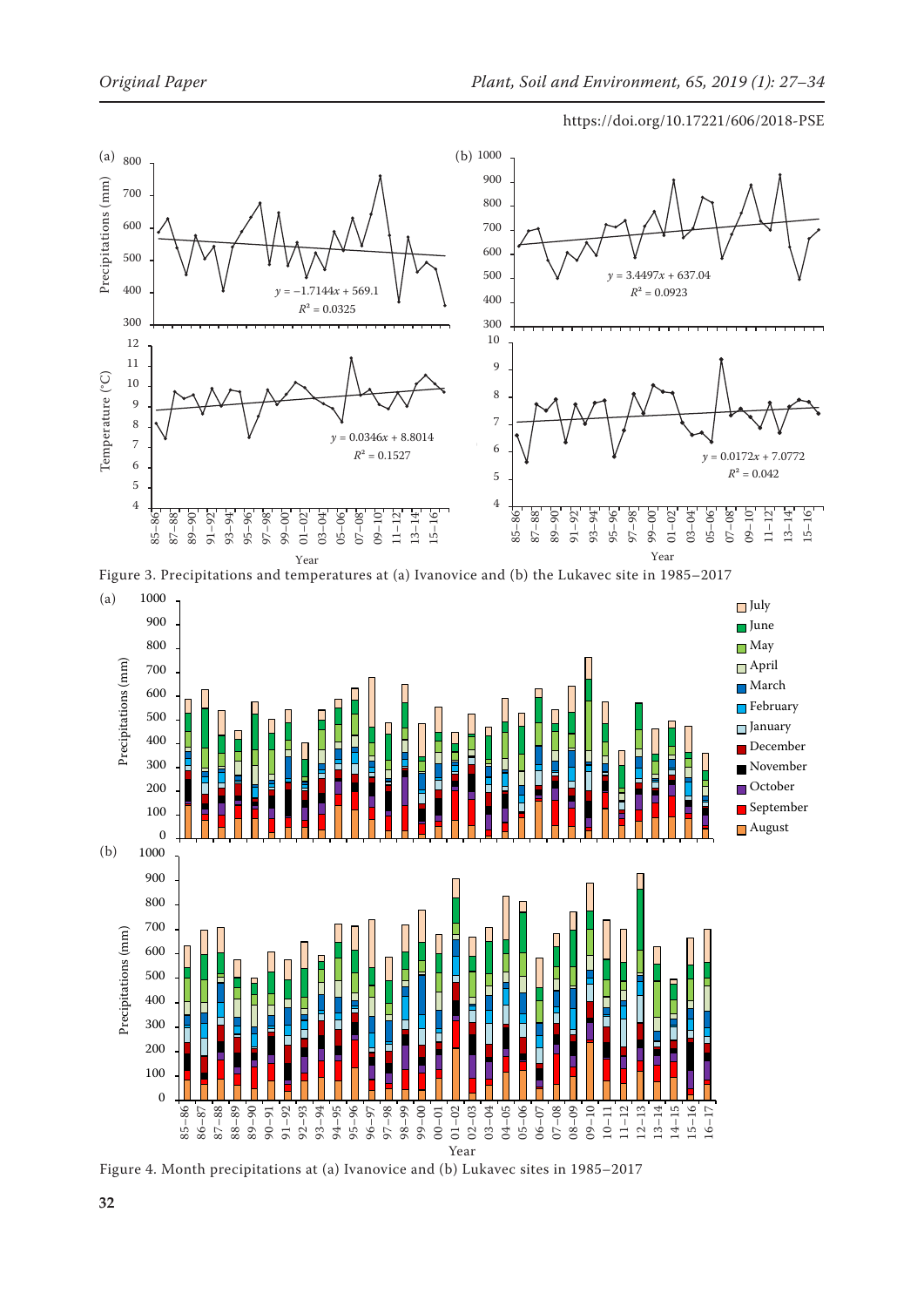Figure 3. Precipitations and temperatures at (a) Ivanovice and (b) the Lukavec site in 1985–2017

Figure 4. Month precipitations at (a) Ivanovice and (b) Lukavec sites in 1985–2017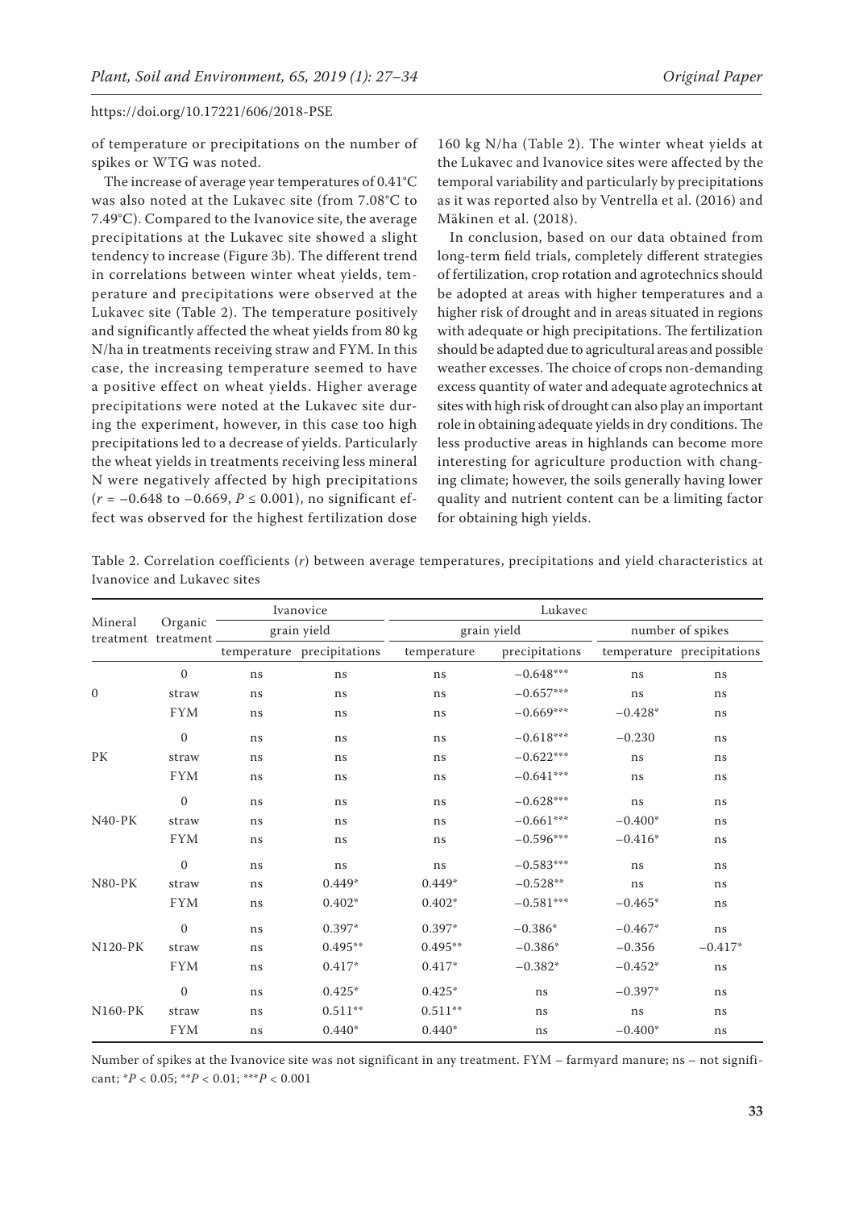of temperature or precipitations on the number of spikes or WTG was noted.

The increase of average year temperatures of 0.41°C was also noted at the Lukavec site (from 7.08°C to 7.49°C). Compared to the Ivanovice site, the average precipitations at the Lukavec site showed a slight tendency to increase (Figure 3b). The different trend in correlations between winter wheat yields, temperature and precipitations were observed at the Lukavec site (Table 2). The temperature positively and significantly affected the wheat yields from 80 kg N/ha in treatments receiving straw and FYM. In this case, the increasing temperature seemed to have a positive effect on wheat yields. Higher average precipitations were noted at the Lukavec site during the experiment, however, in this case too high precipitations led to a decrease of yields. Particularly the wheat yields in treatments receiving less mineral N were negatively affected by high precipitations ($r = -0.648$ to $-0.669$, $P \leq 0.001$), no significant effect was observed for the highest fertilization dose 160 kg N/ha (Table 2). The winter wheat yields at the Lukavec and Ivanovice sites were affected by the temporal variability and particularly by precipitations as it was reported also by Ventrella et al. (2016) and Mäkinen et al. (2018).

In conclusion, based on our data obtained from long-term field trials, completely different strategies of fertilization, crop rotation and agrotechnics should be adopted at areas with higher temperatures and a higher risk of drought and in areas situated in regions with adequate or high precipitations. The fertilization should be adapted due to agricultural areas and possible weather excesses. The choice of crops non-demanding excess quantity of water and adequate agrotechnics at sites with high risk of drought can also play an important role in obtaining adequate yields in dry conditions. The less productive areas in highlands can become more interesting for agriculture production with changing climate; however, the soils generally having lower quality and nutrient content can be a limiting factor for obtaining high yields.

Table 2. Correlation coefficients ($r$) between average temperatures, precipitations and yield characteristics at Ivanovice and Lukavec sites

| Mineral treatment | Organic treatment | Ivanovice | | Lukavec | | | |
|---|---|---|---|---|---|---|---|
| | | grain yield | | grain yield | | number of spikes | |
| | | temperature | precipitations | temperature | precipitations | temperature | precipitations |
| 0 | 0 | ns | ns | ns | −0.648*** | ns | ns |
| | straw | ns | ns | ns | −0.657*** | ns | ns |
| | FYM | ns | ns | ns | −0.669*** | −0.428* | ns |
| PK | 0 | ns | ns | ns | −0.618*** | −0.230 | ns |
| | straw | ns | ns | ns | −0.622*** | ns | ns |
| | FYM | ns | ns | ns | −0.641*** | ns | ns |
| N40-PK | 0 | ns | ns | ns | −0.628*** | ns | ns |
| | straw | ns | ns | ns | −0.661*** | −0.400* | ns |
| | FYM | ns | ns | ns | −0.596*** | −0.416* | ns |
| N80-PK | 0 | ns | ns | ns | −0.583*** | ns | ns |
| | straw | ns | 0.449* | 0.449* | −0.528** | ns | ns |
| | FYM | ns | 0.402* | 0.402* | −0.581*** | −0.465* | ns |
| N120-PK | 0 | ns | 0.397* | 0.397* | −0.386* | −0.467* | ns |
| | straw | ns | 0.495** | 0.495** | −0.386* | −0.356 | −0.417* |
| | FYM | ns | 0.417* | 0.417* | −0.382* | −0.452* | ns |
| N160-PK | 0 | ns | 0.425* | 0.425* | ns | −0.397* | ns |
| | straw | ns | 0.511** | 0.511** | ns | ns | ns |
| | FYM | ns | 0.440* | 0.440* | ns | −0.400* | ns |

Number of spikes at the Ivanovice site was not significant in any treatment. FYM – farmyard manure; ns – not significant; $^{*}P < 0.05$; $^{**}P < 0.01$; $^{***}P < 0.001$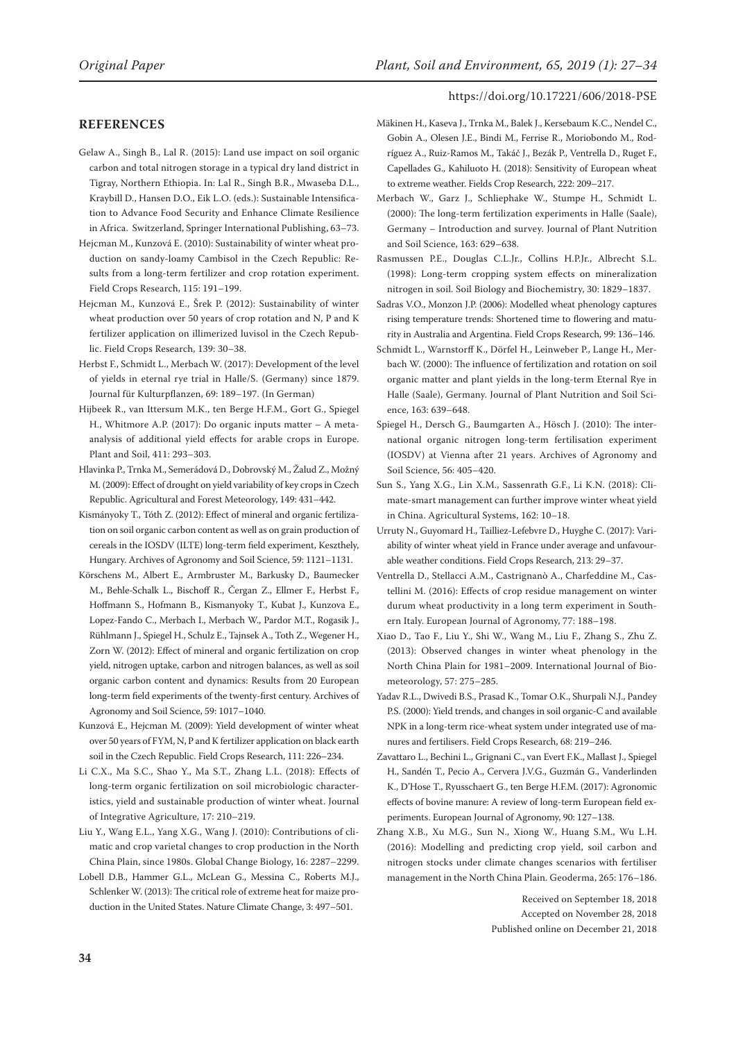## REFERENCES

Gelaw A., Singh B., Lal R. (2015): Land use impact on soil organic carbon and total nitrogen storage in a typical dry land district in Tigray, Northern Ethiopia. In: Lal R., Singh B.R., Mwaseba D.L., Kraybill D., Hansen D.O., Eik L.O. (eds.): Sustainable Intensification to Advance Food Security and Enhance Climate Resilience in Africa. Switzerland, Springer International Publishing, 63–73.

Hejcman M., Kunzová E. (2010): Sustainability of winter wheat production on sandy-loamy Cambisol in the Czech Republic: Results from a long-term fertilizer and crop rotation experiment. Field Crops Research, 115: 191–199.

Hejcman M., Kunzová E., Šrek P. (2012): Sustainability of winter wheat production over 50 years of crop rotation and N, P and K fertilizer application on illimerized luvisol in the Czech Republic. Field Crops Research, 139: 30–38.

Herbst F., Schmidt L., Merbach W. (2017): Development of the level of yields in eternal rye trial in Halle/S. (Germany) since 1879. Journal für Kulturpflanzen, 69: 189–197. (In German)

Hijbeek R., van Ittersum M.K., ten Berge H.F.M., Gort G., Spiegel H., Whitmore A.P. (2017): Do organic inputs matter – A meta-analysis of additional yield effects for arable crops in Europe. Plant and Soil, 411: 293–303.

Hlavinka P., Trnka M., Semerádová D., Dobrovský M., Žalud Z., Možný M. (2009): Effect of drought on yield variability of key crops in Czech Republic. Agricultural and Forest Meteorology, 149: 431–442.

Kismányoky T., Tóth Z. (2012): Effect of mineral and organic fertilization on soil organic carbon content as well as on grain production of cereals in the IOSDV (ILTE) long-term field experiment, Keszthely, Hungary. Archives of Agronomy and Soil Science, 59: 1121–1131.

Körschens M., Albert E., Armbruster M., Barkusky D., Baumecker M., Behle-Schalk L., Bischoff R., Čergan Z., Ellmer F., Herbst F., Hoffmann S., Hofmann B., Kismanyoky T., Kubat J., Kunzova E., Lopez-Fando C., Merbach I., Merbach W., Pardor M.T., Rogasik J., Rühlmann J., Spiegel H., Schulz E., Tajnsek A., Toth Z., Wegener H., Zorn W. (2012): Effect of mineral and organic fertilization on crop yield, nitrogen uptake, carbon and nitrogen balances, as well as soil organic carbon content and dynamics: Results from 20 European long-term field experiments of the twenty-first century. Archives of Agronomy and Soil Science, 59: 1017–1040.

Kunzová E., Hejcman M. (2009): Yield development of winter wheat over 50 years of FYM, N, P and K fertilizer application on black earth soil in the Czech Republic. Field Crops Research, 111: 226–234.

Li C.X., Ma S.C., Shao Y., Ma S.T., Zhang L.L. (2018): Effects of long-term organic fertilization on soil microbiologic characteristics, yield and sustainable production of winter wheat. Journal of Integrative Agriculture, 17: 210–219.

Liu Y., Wang E.L., Yang X.G., Wang J. (2010): Contributions of climatic and crop varietal changes to crop production in the North China Plain, since 1980s. Global Change Biology, 16: 2287–2299.

Lobell D.B., Hammer G.L., McLean G., Messina C., Roberts M.J., Schlenker W. (2013): The critical role of extreme heat for maize production in the United States. Nature Climate Change, 3: 497–501.

Mäkinen H., Kaseva J., Trnka M., Balek J., Kersebaum K.C., Nendel C., Gobin A., Olesen J.E., Bindi M., Ferrise R., Moriobondo M., Rodríguez A., Ruiz-Ramos M., Takáč J., Bezák P., Ventrella D., Ruget F., Capellades G., Kahiluoto H. (2018): Sensitivity of European wheat to extreme weather. Fields Crop Research, 222: 209–217.

Merbach W., Garz J., Schliephake W., Stumpe H., Schmidt L. (2000): The long-term fertilization experiments in Halle (Saale), Germany – Introduction and survey. Journal of Plant Nutrition and Soil Science, 163: 629–638.

Rasmussen P.E., Douglas C.L.Jr., Collins H.P.Jr., Albrecht S.L. (1998): Long-term cropping system effects on mineralization nitrogen in soil. Soil Biology and Biochemistry, 30: 1829–1837.

Sadras V.O., Monzon J.P. (2006): Modelled wheat phenology captures rising temperature trends: Shortened time to flowering and maturity in Australia and Argentina. Field Crops Research, 99: 136–146.

Schmidt L., Warnstorff K., Dörfel H., Leinweber P., Lange H., Merbach W. (2000): The influence of fertilization and rotation on soil organic matter and plant yields in the long-term Eternal Rye in Halle (Saale), Germany. Journal of Plant Nutrition and Soil Science, 163: 639–648.

Spiegel H., Dersch G., Baumgarten A., Hösch J. (2010): The international organic nitrogen long-term fertilisation experiment (IOSDV) at Vienna after 21 years. Archives of Agronomy and Soil Science, 56: 405–420.

Sun S., Yang X.G., Lin X.M., Sassenrath G.F., Li K.N. (2018): Climate-smart management can further improve winter wheat yield in China. Agricultural Systems, 162: 10–18.

Urruty N., Guyomard H., Tailliez-Lefebvre D., Huyghe C. (2017): Variability of winter wheat yield in France under average and unfavourable weather conditions. Field Crops Research, 213: 29–37.

Ventrella D., Stellacci A.M., Castrignanò A., Charfeddine M., Castellini M. (2016): Effects of crop residue management on winter durum wheat productivity in a long term experiment in Southern Italy. European Journal of Agronomy, 77: 188–198.

Xiao D., Tao F., Liu Y., Shi W., Wang M., Liu F., Zhang S., Zhu Z. (2013): Observed changes in winter wheat phenology in the North China Plain for 1981–2009. International Journal of Biometeorology, 57: 275–285.

Yadav R.L., Dwivedi B.S., Prasad K., Tomar O.K., Shurpali N.J., Pandey P.S. (2000): Yield trends, and changes in soil organic-C and available NPK in a long-term rice-wheat system under integrated use of manures and fertilisers. Field Crops Research, 68: 219–246.

Zavattaro L., Bechini L., Grignani C., van Evert F.K., Mallast J., Spiegel H., Sandén T., Pecio A., Cervera J.V.G., Guzmán G., Vanderlinden K., D'Hose T., Ryusschaert G., ten Berge H.F.M. (2017): Agronomic effects of bovine manure: A review of long-term European field experiments. European Journal of Agronomy, 90: 127–138.

Zhang X.B., Xu M.G., Sun N., Xiong W., Huang S.M., Wu L.H. (2016): Modelling and predicting crop yield, soil carbon and nitrogen stocks under climate changes scenarios with fertiliser management in the North China Plain. Geoderma, 265: 176–186.

Received on September 18, 2018
Accepted on November 28, 2018
Published online on December 21, 2018